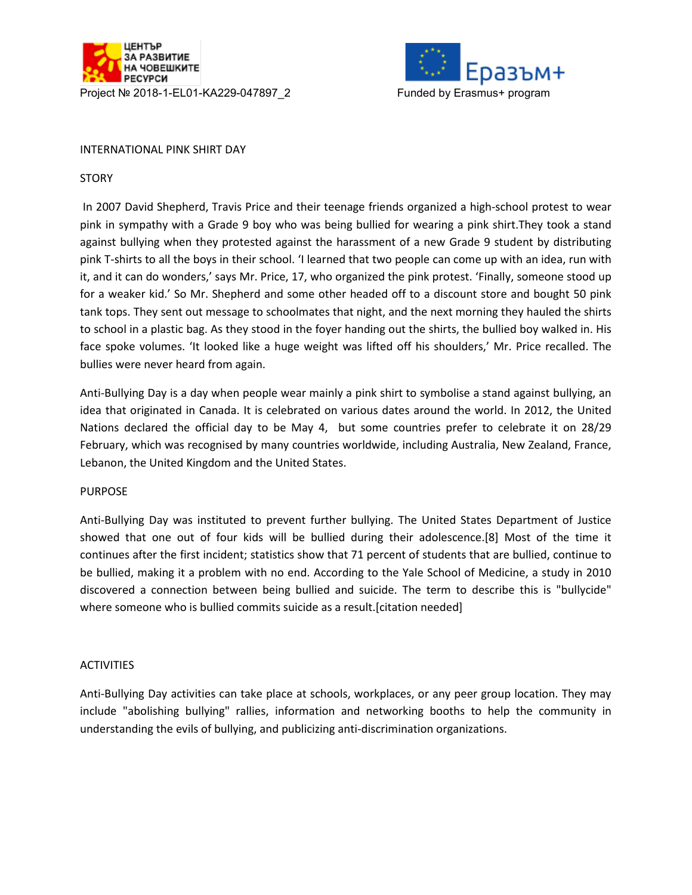Project № 2018-1-EL01-KA229-047897_2

Funded by Erasmus+ program

# INTERNATIONAL PINK SHIRT DAY

## STORY

In 2007 David Shepherd, Travis Price and their teenage friends organized a high-school protest to wear pink in sympathy with a Grade 9 boy who was being bullied for wearing a pink shirt.They took a stand against bullying when they protested against the harassment of a new Grade 9 student by distributing pink T-shirts to all the boys in their school. 'I learned that two people can come up with an idea, run with it, and it can do wonders,' says Mr. Price, 17, who organized the pink protest. 'Finally, someone stood up for a weaker kid.' So Mr. Shepherd and some other headed off to a discount store and bought 50 pink tank tops. They sent out message to schoolmates that night, and the next morning they hauled the shirts to school in a plastic bag. As they stood in the foyer handing out the shirts, the bullied boy walked in. His face spoke volumes. 'It looked like a huge weight was lifted off his shoulders,' Mr. Price recalled. The bullies were never heard from again.

Anti-Bullying Day is a day when people wear mainly a pink shirt to symbolise a stand against bullying, an idea that originated in Canada. It is celebrated on various dates around the world. In 2012, the United Nations declared the official day to be May 4, but some countries prefer to celebrate it on 28/29 February, which was recognised by many countries worldwide, including Australia, New Zealand, France, Lebanon, the United Kingdom and the United States.

## PURPOSE

Anti-Bullying Day was instituted to prevent further bullying. The United States Department of Justice showed that one out of four kids will be bullied during their adolescence.[8] Most of the time it continues after the first incident; statistics show that 71 percent of students that are bullied, continue to be bullied, making it a problem with no end. According to the Yale School of Medicine, a study in 2010 discovered a connection between being bullied and suicide. The term to describe this is "bullycide" where someone who is bullied commits suicide as a result.[citation needed]

## ACTIVITIES

Anti-Bullying Day activities can take place at schools, workplaces, or any peer group location. They may include "abolishing bullying" rallies, information and networking booths to help the community in understanding the evils of bullying, and publicizing anti-discrimination organizations.